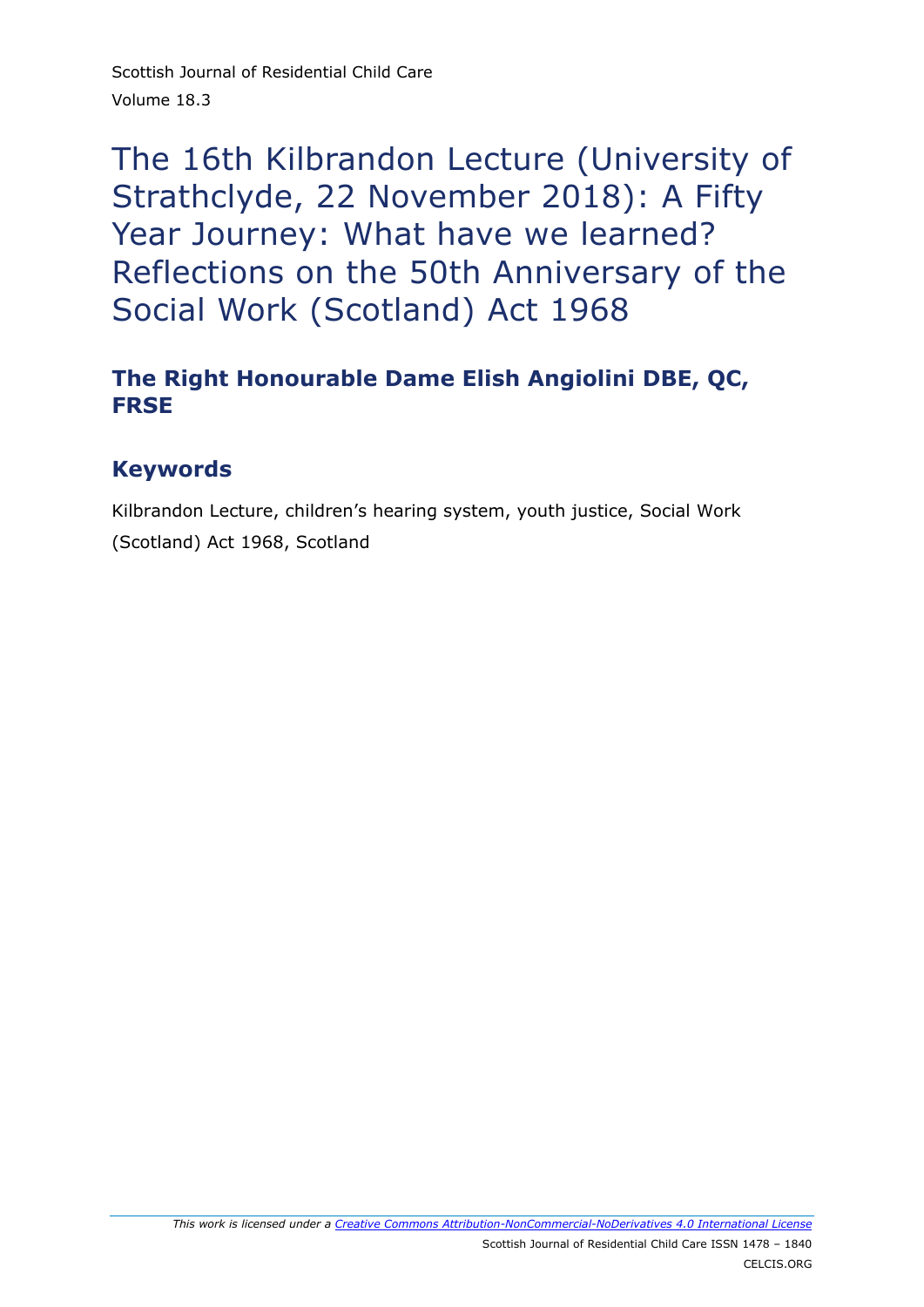# The 16th Kilbrandon Lecture (University of Strathclyde, 22 November 2018): A Fifty Year Journey: What have we learned? Reflections on the 50th Anniversary of the Social Work (Scotland) Act 1968

## The Right Honourable Dame Elish Angiolini DBE, QC, FRSE

## Keywords

Kilbrandon Lecture, children's hearing system, youth justice, Social Work (Scotland) Act 1968, Scotland

*This work is licensed under a [Creative Commons Attribution-NonCommercial-NoDerivatives 4.0 International License](https://creativecommons.org/licenses/by-nc-nd/4.0/)*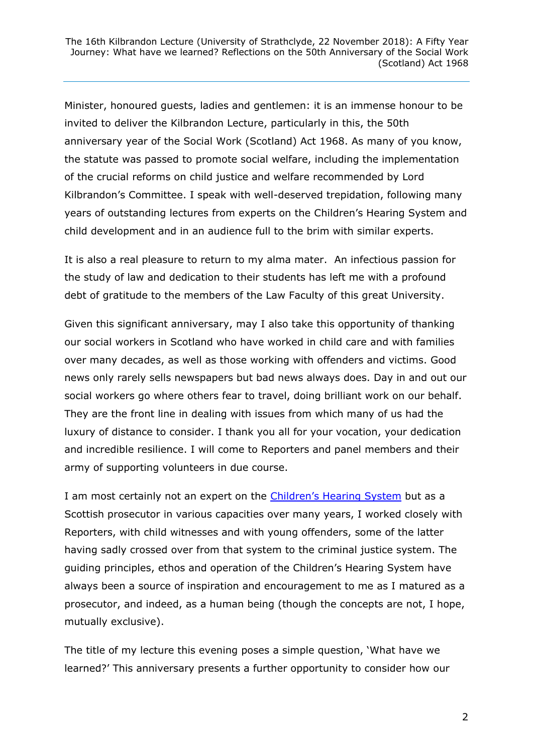Minister, honoured guests, ladies and gentlemen: it is an immense honour to be invited to deliver the Kilbrandon Lecture, particularly in this, the 50th anniversary year of the Social Work (Scotland) Act 1968. As many of you know, the statute was passed to promote social welfare, including the implementation of the crucial reforms on child justice and welfare recommended by Lord Kilbrandon's Committee. I speak with well-deserved trepidation, following many years of outstanding lectures from experts on the Children's Hearing System and child development and in an audience full to the brim with similar experts.

It is also a real pleasure to return to my alma mater. An infectious passion for the study of law and dedication to their students has left me with a profound debt of gratitude to the members of the Law Faculty of this great University.

Given this significant anniversary, may I also take this opportunity of thanking our social workers in Scotland who have worked in child care and with families over many decades, as well as those working with offenders and victims. Good news only rarely sells newspapers but bad news always does. Day in and out our social workers go where others fear to travel, doing brilliant work on our behalf. They are the front line in dealing with issues from which many of us had the luxury of distance to consider. I thank you all for your vocation, your dedication and incredible resilience. I will come to Reporters and panel members and their army of supporting volunteers in due course.

I am most certainly not an expert on the Children's Hearing System but as a Scottish prosecutor in various capacities over many years, I worked closely with Reporters, with child witnesses and with young offenders, some of the latter having sadly crossed over from that system to the criminal justice system. The guiding principles, ethos and operation of the Children's Hearing System have always been a source of inspiration and encouragement to me as I matured as a prosecutor, and indeed, as a human being (though the concepts are not, I hope, mutually exclusive).

The title of my lecture this evening poses a simple question, 'What have we learned?' This anniversary presents a further opportunity to consider how our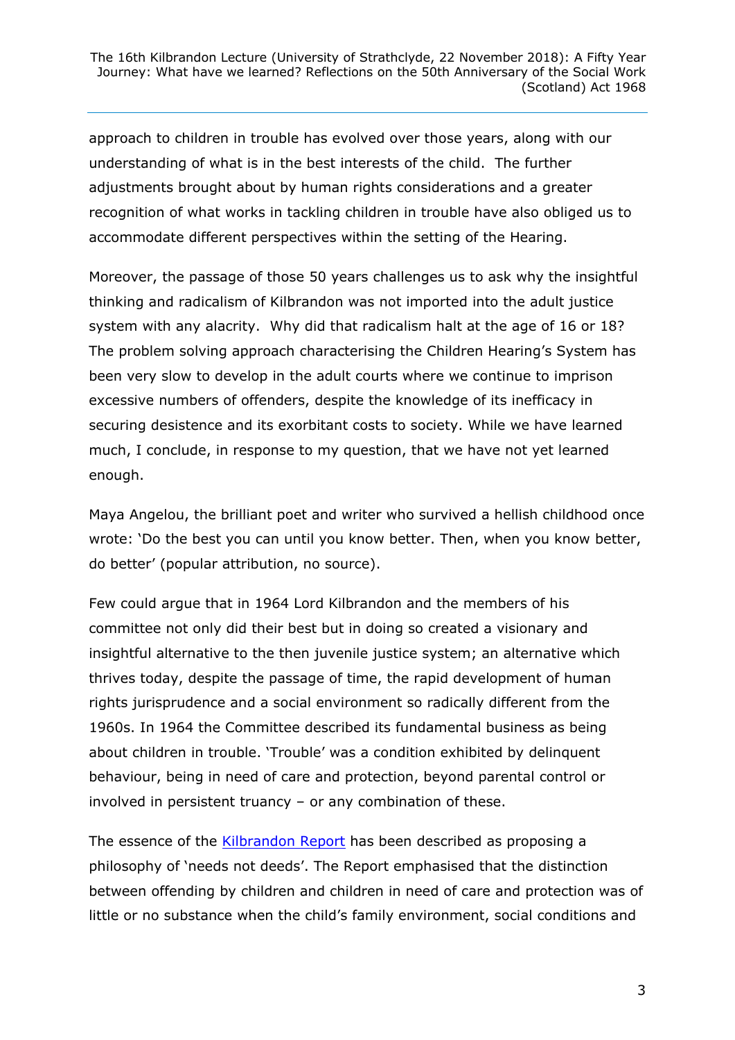approach to children in trouble has evolved over those years, along with our understanding of what is in the best interests of the child. The further adjustments brought about by human rights considerations and a greater recognition of what works in tackling children in trouble have also obliged us to accommodate different perspectives within the setting of the Hearing.

Moreover, the passage of those 50 years challenges us to ask why the insightful thinking and radicalism of Kilbrandon was not imported into the adult justice system with any alacrity. Why did that radicalism halt at the age of 16 or 18? The problem solving approach characterising the Children Hearing's System has been very slow to develop in the adult courts where we continue to imprison excessive numbers of offenders, despite the knowledge of its inefficacy in securing desistence and its exorbitant costs to society. While we have learned much, I conclude, in response to my question, that we have not yet learned enough.

Maya Angelou, the brilliant poet and writer who survived a hellish childhood once wrote: 'Do the best you can until you know better. Then, when you know better, do better' (popular attribution, no source).

Few could argue that in 1964 Lord Kilbrandon and the members of his committee not only did their best but in doing so created a visionary and insightful alternative to the then juvenile justice system; an alternative which thrives today, despite the passage of time, the rapid development of human rights jurisprudence and a social environment so radically different from the 1960s. In 1964 the Committee described its fundamental business as being about children in trouble. 'Trouble' was a condition exhibited by delinquent behaviour, being in need of care and protection, beyond parental control or involved in persistent truancy – or any combination of these.

The essence of the [Kilbrandon Report]() has been described as proposing a philosophy of 'needs not deeds'. The Report emphasised that the distinction between offending by children and children in need of care and protection was of little or no substance when the child's family environment, social conditions and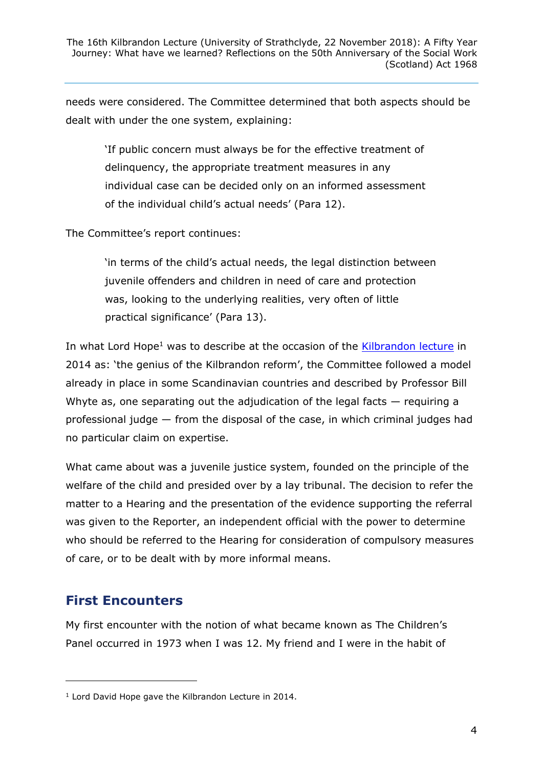needs were considered. The Committee determined that both aspects should be dealt with under the one system, explaining:

> 'If public concern must always be for the effective treatment of delinquency, the appropriate treatment measures in any individual case can be decided only on an informed assessment of the individual child's actual needs' (Para 12).

The Committee's report continues:

> 'in terms of the child's actual needs, the legal distinction between juvenile offenders and children in need of care and protection was, looking to the underlying realities, very often of little practical significance' (Para 13).

In what Lord Hope[1] was to describe at the occasion of the Kilbrandon lecture in 2014 as: 'the genius of the Kilbrandon reform', the Committee followed a model already in place in some Scandinavian countries and described by Professor Bill Whyte as, one separating out the adjudication of the legal facts — requiring a professional judge — from the disposal of the case, in which criminal judges had no particular claim on expertise.

What came about was a juvenile justice system, founded on the principle of the welfare of the child and presided over by a lay tribunal. The decision to refer the matter to a Hearing and the presentation of the evidence supporting the referral was given to the Reporter, an independent official with the power to determine who should be referred to the Hearing for consideration of compulsory measures of care, or to be dealt with by more informal means.

## First Encounters

My first encounter with the notion of what became known as The Children's Panel occurred in 1973 when I was 12. My friend and I were in the habit of

[1] Lord David Hope gave the Kilbrandon Lecture in 2014.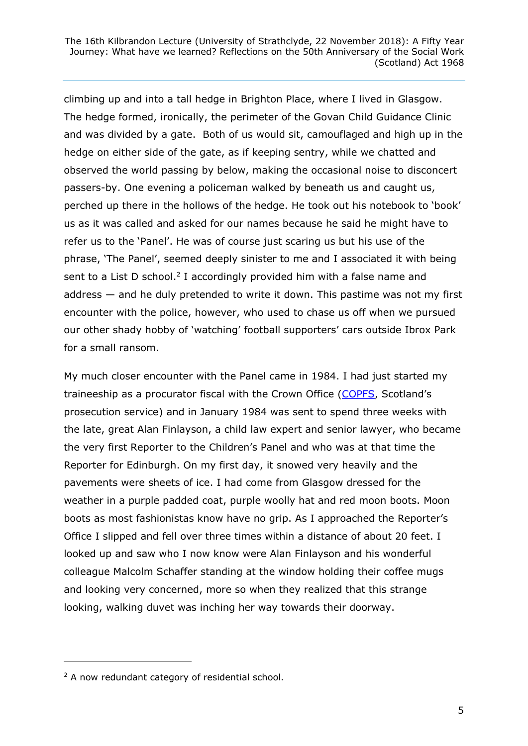climbing up and into a tall hedge in Brighton Place, where I lived in Glasgow. The hedge formed, ironically, the perimeter of the Govan Child Guidance Clinic and was divided by a gate. Both of us would sit, camouflaged and high up in the hedge on either side of the gate, as if keeping sentry, while we chatted and observed the world passing by below, making the occasional noise to disconcert passers-by. One evening a policeman walked by beneath us and caught us, perched up there in the hollows of the hedge. He took out his notebook to 'book' us as it was called and asked for our names because he said he might have to refer us to the 'Panel'. He was of course just scaring us but his use of the phrase, 'The Panel', seemed deeply sinister to me and I associated it with being sent to a List D school.[2] I accordingly provided him with a false name and address — and he duly pretended to write it down. This pastime was not my first encounter with the police, however, who used to chase us off when we pursued our other shady hobby of 'watching' football supporters' cars outside Ibrox Park for a small ransom.

My much closer encounter with the Panel came in 1984. I had just started my traineeship as a procurator fiscal with the Crown Office (COPFS, Scotland's prosecution service) and in January 1984 was sent to spend three weeks with the late, great Alan Finlayson, a child law expert and senior lawyer, who became the very first Reporter to the Children's Panel and who was at that time the Reporter for Edinburgh. On my first day, it snowed very heavily and the pavements were sheets of ice. I had come from Glasgow dressed for the weather in a purple padded coat, purple woolly hat and red moon boots. Moon boots as most fashionistas know have no grip. As I approached the Reporter's Office I slipped and fell over three times within a distance of about 20 feet. I looked up and saw who I now know were Alan Finlayson and his wonderful colleague Malcolm Schaffer standing at the window holding their coffee mugs and looking very concerned, more so when they realized that this strange looking, walking duvet was inching her way towards their doorway.

[2] A now redundant category of residential school.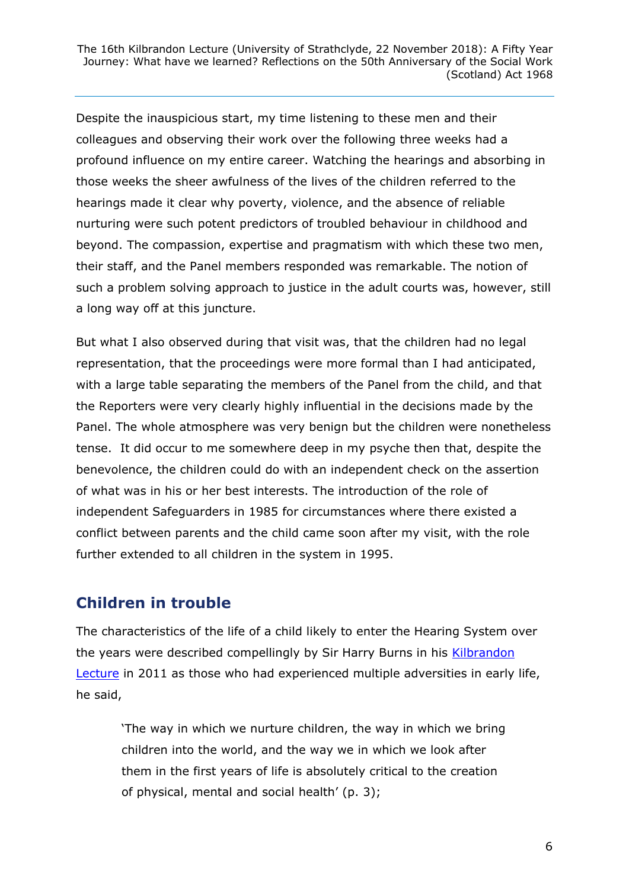Despite the inauspicious start, my time listening to these men and their colleagues and observing their work over the following three weeks had a profound influence on my entire career. Watching the hearings and absorbing in those weeks the sheer awfulness of the lives of the children referred to the hearings made it clear why poverty, violence, and the absence of reliable nurturing were such potent predictors of troubled behaviour in childhood and beyond. The compassion, expertise and pragmatism with which these two men, their staff, and the Panel members responded was remarkable. The notion of such a problem solving approach to justice in the adult courts was, however, still a long way off at this juncture.

But what I also observed during that visit was, that the children had no legal representation, that the proceedings were more formal than I had anticipated, with a large table separating the members of the Panel from the child, and that the Reporters were very clearly highly influential in the decisions made by the Panel. The whole atmosphere was very benign but the children were nonetheless tense. It did occur to me somewhere deep in my psyche then that, despite the benevolence, the children could do with an independent check on the assertion of what was in his or her best interests. The introduction of the role of independent Safeguarders in 1985 for circumstances where there existed a conflict between parents and the child came soon after my visit, with the role further extended to all children in the system in 1995.

## Children in trouble

The characteristics of the life of a child likely to enter the Hearing System over the years were described compellingly by Sir Harry Burns in his Kilbrandon Lecture in 2011 as those who had experienced multiple adversities in early life, he said,

> 'The way in which we nurture children, the way in which we bring children into the world, and the way we in which we look after them in the first years of life is absolutely critical to the creation of physical, mental and social health' (p. 3);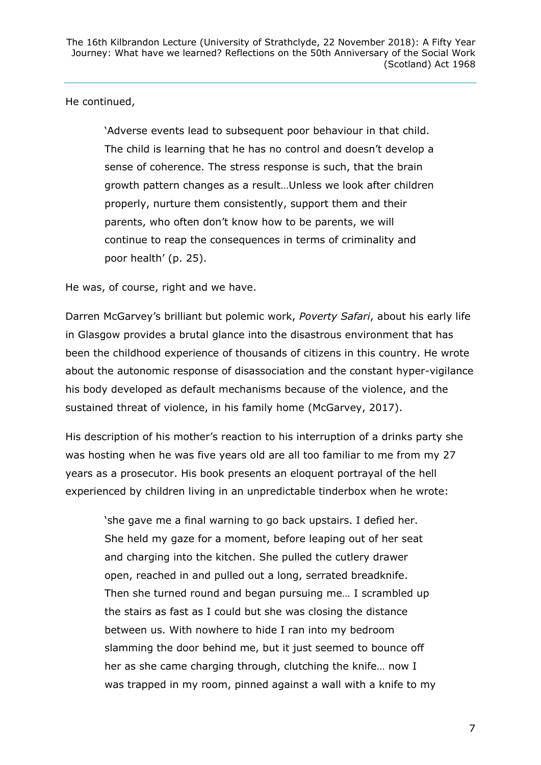He continued,

> 'Adverse events lead to subsequent poor behaviour in that child. The child is learning that he has no control and doesn't develop a sense of coherence. The stress response is such, that the brain growth pattern changes as a result…Unless we look after children properly, nurture them consistently, support them and their parents, who often don't know how to be parents, we will continue to reap the consequences in terms of criminality and poor health' (p. 25).

He was, of course, right and we have.

Darren McGarvey's brilliant but polemic work, *Poverty Safari*, about his early life in Glasgow provides a brutal glance into the disastrous environment that has been the childhood experience of thousands of citizens in this country. He wrote about the autonomic response of disassociation and the constant hyper-vigilance his body developed as default mechanisms because of the violence, and the sustained threat of violence, in his family home (McGarvey, 2017).

His description of his mother's reaction to his interruption of a drinks party she was hosting when he was five years old are all too familiar to me from my 27 years as a prosecutor. His book presents an eloquent portrayal of the hell experienced by children living in an unpredictable tinderbox when he wrote:

> 'she gave me a final warning to go back upstairs. I defied her. She held my gaze for a moment, before leaping out of her seat and charging into the kitchen. She pulled the cutlery drawer open, reached in and pulled out a long, serrated breadknife. Then she turned round and began pursuing me… I scrambled up the stairs as fast as I could but she was closing the distance between us. With nowhere to hide I ran into my bedroom slamming the door behind me, but it just seemed to bounce off her as she came charging through, clutching the knife… now I was trapped in my room, pinned against a wall with a knife to my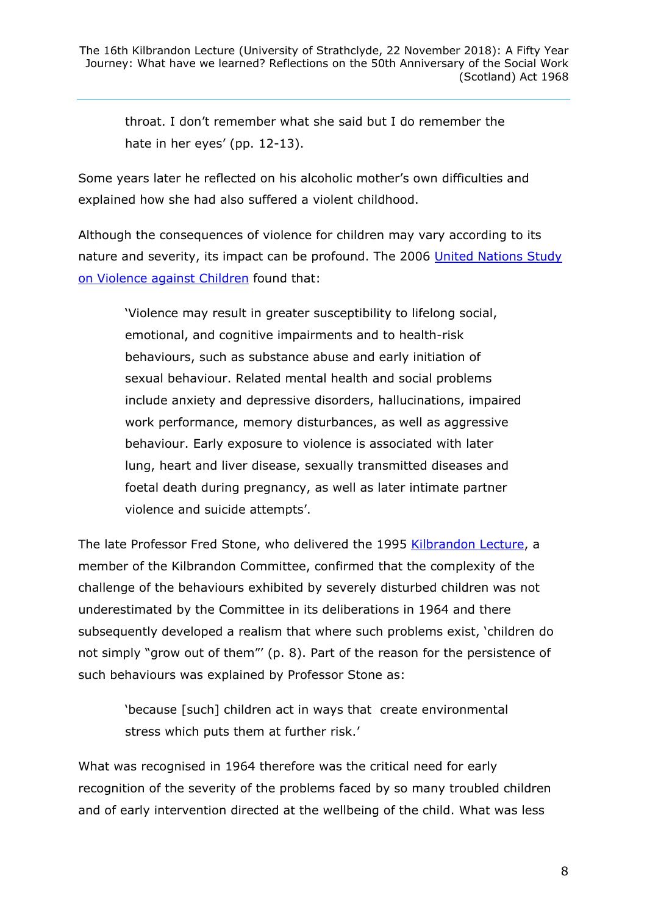> throat. I don't remember what she said but I do remember the hate in her eyes' (pp. 12-13).

Some years later he reflected on his alcoholic mother's own difficulties and explained how she had also suffered a violent childhood.

Although the consequences of violence for children may vary according to its nature and severity, its impact can be profound. The 2006 United Nations Study on Violence against Children found that:

> 'Violence may result in greater susceptibility to lifelong social, emotional, and cognitive impairments and to health-risk behaviours, such as substance abuse and early initiation of sexual behaviour. Related mental health and social problems include anxiety and depressive disorders, hallucinations, impaired work performance, memory disturbances, as well as aggressive behaviour. Early exposure to violence is associated with later lung, heart and liver disease, sexually transmitted diseases and foetal death during pregnancy, as well as later intimate partner violence and suicide attempts'.

The late Professor Fred Stone, who delivered the 1995 Kilbrandon Lecture, a member of the Kilbrandon Committee, confirmed that the complexity of the challenge of the behaviours exhibited by severely disturbed children was not underestimated by the Committee in its deliberations in 1964 and there subsequently developed a realism that where such problems exist, 'children do not simply "grow out of them"' (p. 8). Part of the reason for the persistence of such behaviours was explained by Professor Stone as:

> 'because [such] children act in ways that create environmental stress which puts them at further risk.'

What was recognised in 1964 therefore was the critical need for early recognition of the severity of the problems faced by so many troubled children and of early intervention directed at the wellbeing of the child. What was less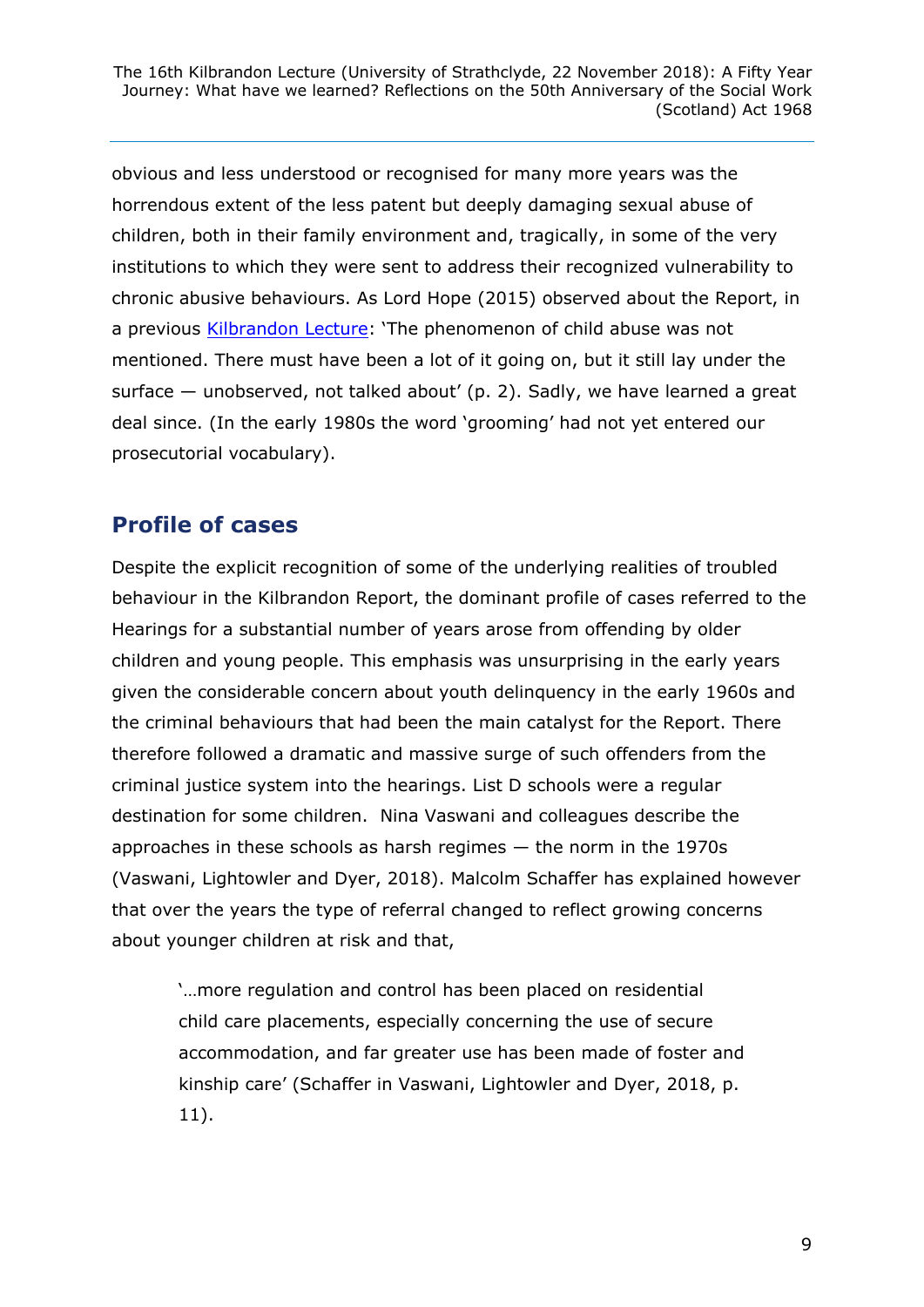obvious and less understood or recognised for many more years was the horrendous extent of the less patent but deeply damaging sexual abuse of children, both in their family environment and, tragically, in some of the very institutions to which they were sent to address their recognized vulnerability to chronic abusive behaviours. As Lord Hope (2015) observed about the Report, in a previous Kilbrandon Lecture: 'The phenomenon of child abuse was not mentioned. There must have been a lot of it going on, but it still lay under the surface — unobserved, not talked about' (p. 2). Sadly, we have learned a great deal since. (In the early 1980s the word 'grooming' had not yet entered our prosecutorial vocabulary).

## Profile of cases

Despite the explicit recognition of some of the underlying realities of troubled behaviour in the Kilbrandon Report, the dominant profile of cases referred to the Hearings for a substantial number of years arose from offending by older children and young people. This emphasis was unsurprising in the early years given the considerable concern about youth delinquency in the early 1960s and the criminal behaviours that had been the main catalyst for the Report. There therefore followed a dramatic and massive surge of such offenders from the criminal justice system into the hearings. List D schools were a regular destination for some children. Nina Vaswani and colleagues describe the approaches in these schools as harsh regimes — the norm in the 1970s (Vaswani, Lightowler and Dyer, 2018). Malcolm Schaffer has explained however that over the years the type of referral changed to reflect growing concerns about younger children at risk and that,

> '…more regulation and control has been placed on residential child care placements, especially concerning the use of secure accommodation, and far greater use has been made of foster and kinship care' (Schaffer in Vaswani, Lightowler and Dyer, 2018, p. 11).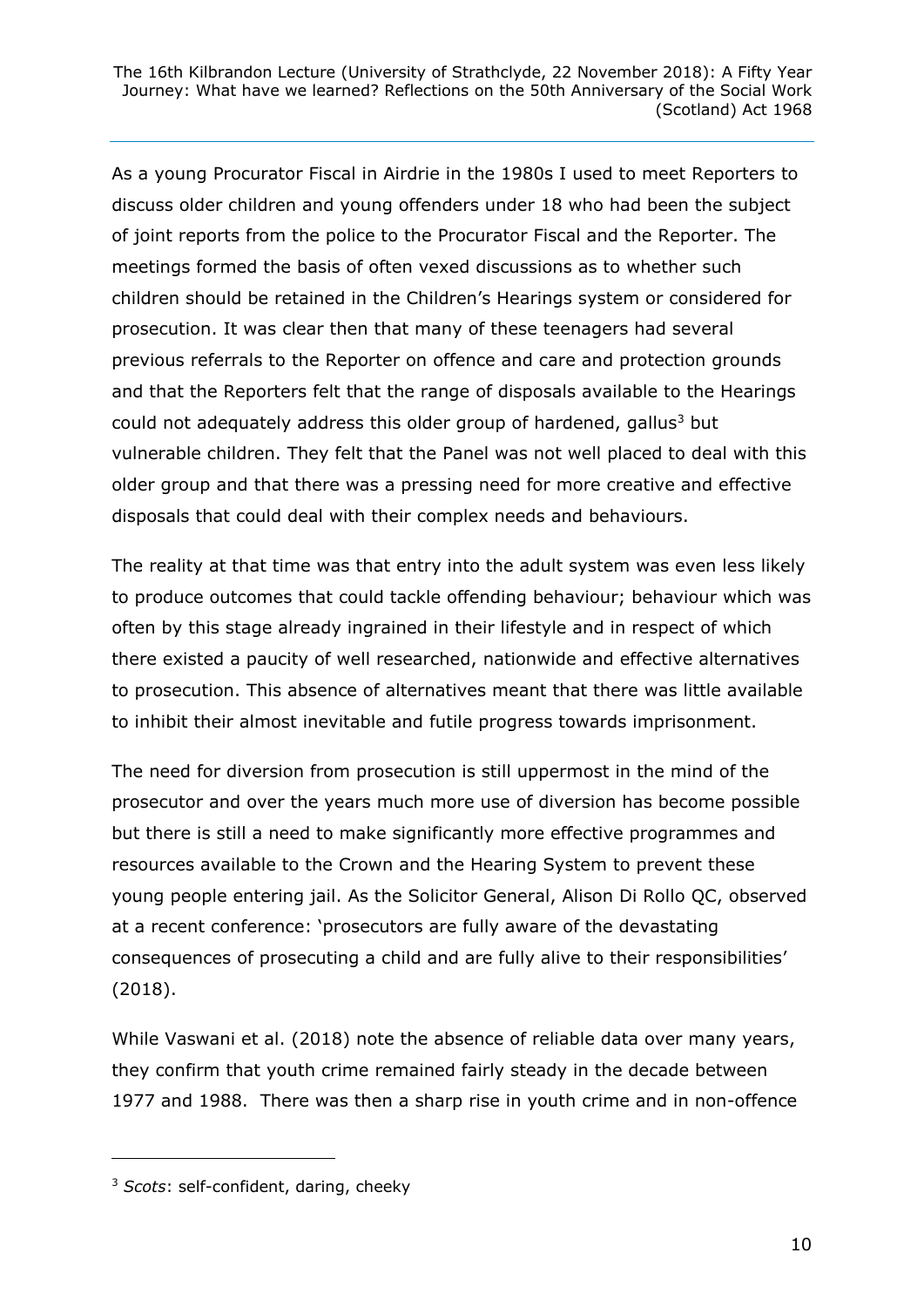As a young Procurator Fiscal in Airdrie in the 1980s I used to meet Reporters to discuss older children and young offenders under 18 who had been the subject of joint reports from the police to the Procurator Fiscal and the Reporter. The meetings formed the basis of often vexed discussions as to whether such children should be retained in the Children's Hearings system or considered for prosecution. It was clear then that many of these teenagers had several previous referrals to the Reporter on offence and care and protection grounds and that the Reporters felt that the range of disposals available to the Hearings could not adequately address this older group of hardened, gallus[3] but vulnerable children. They felt that the Panel was not well placed to deal with this older group and that there was a pressing need for more creative and effective disposals that could deal with their complex needs and behaviours.

The reality at that time was that entry into the adult system was even less likely to produce outcomes that could tackle offending behaviour; behaviour which was often by this stage already ingrained in their lifestyle and in respect of which there existed a paucity of well researched, nationwide and effective alternatives to prosecution. This absence of alternatives meant that there was little available to inhibit their almost inevitable and futile progress towards imprisonment.

The need for diversion from prosecution is still uppermost in the mind of the prosecutor and over the years much more use of diversion has become possible but there is still a need to make significantly more effective programmes and resources available to the Crown and the Hearing System to prevent these young people entering jail. As the Solicitor General, Alison Di Rollo QC, observed at a recent conference: 'prosecutors are fully aware of the devastating consequences of prosecuting a child and are fully alive to their responsibilities' (2018).

While Vaswani et al. (2018) note the absence of reliable data over many years, they confirm that youth crime remained fairly steady in the decade between 1977 and 1988. There was then a sharp rise in youth crime and in non-offence

[3] *Scots*: self-confident, daring, cheeky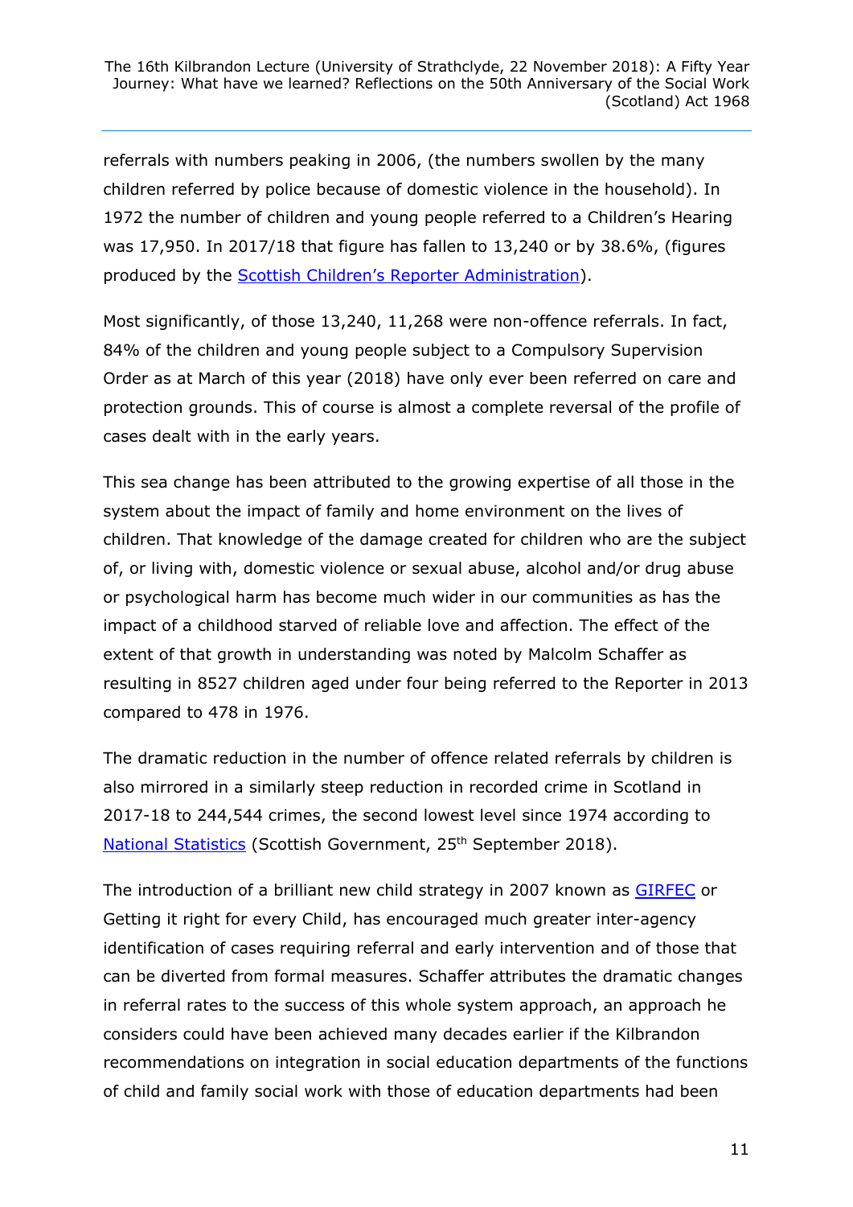referrals with numbers peaking in 2006, (the numbers swollen by the many children referred by police because of domestic violence in the household). In 1972 the number of children and young people referred to a Children's Hearing was 17,950. In 2017/18 that figure has fallen to 13,240 or by 38.6%, (figures produced by the Scottish Children's Reporter Administration).

Most significantly, of those 13,240, 11,268 were non-offence referrals. In fact, 84% of the children and young people subject to a Compulsory Supervision Order as at March of this year (2018) have only ever been referred on care and protection grounds. This of course is almost a complete reversal of the profile of cases dealt with in the early years.

This sea change has been attributed to the growing expertise of all those in the system about the impact of family and home environment on the lives of children. That knowledge of the damage created for children who are the subject of, or living with, domestic violence or sexual abuse, alcohol and/or drug abuse or psychological harm has become much wider in our communities as has the impact of a childhood starved of reliable love and affection. The effect of the extent of that growth in understanding was noted by Malcolm Schaffer as resulting in 8527 children aged under four being referred to the Reporter in 2013 compared to 478 in 1976.

The dramatic reduction in the number of offence related referrals by children is also mirrored in a similarly steep reduction in recorded crime in Scotland in 2017-18 to 244,544 crimes, the second lowest level since 1974 according to National Statistics (Scottish Government, 25th September 2018).

The introduction of a brilliant new child strategy in 2007 known as GIRFEC or Getting it right for every Child, has encouraged much greater inter-agency identification of cases requiring referral and early intervention and of those that can be diverted from formal measures. Schaffer attributes the dramatic changes in referral rates to the success of this whole system approach, an approach he considers could have been achieved many decades earlier if the Kilbrandon recommendations on integration in social education departments of the functions of child and family social work with those of education departments had been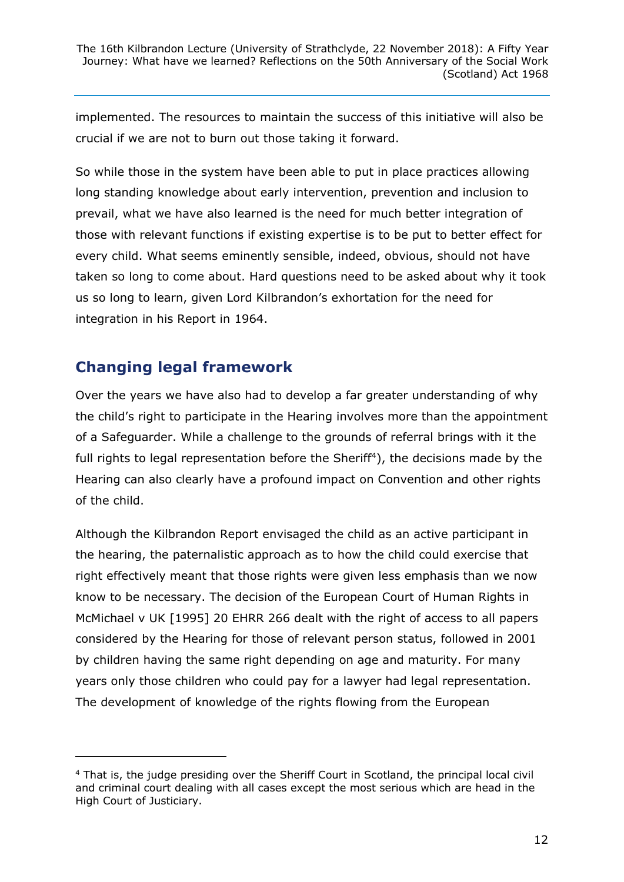implemented. The resources to maintain the success of this initiative will also be crucial if we are not to burn out those taking it forward.

So while those in the system have been able to put in place practices allowing long standing knowledge about early intervention, prevention and inclusion to prevail, what we have also learned is the need for much better integration of those with relevant functions if existing expertise is to be put to better effect for every child. What seems eminently sensible, indeed, obvious, should not have taken so long to come about. Hard questions need to be asked about why it took us so long to learn, given Lord Kilbrandon's exhortation for the need for integration in his Report in 1964.

## Changing legal framework

Over the years we have also had to develop a far greater understanding of why the child's right to participate in the Hearing involves more than the appointment of a Safeguarder. While a challenge to the grounds of referral brings with it the full rights to legal representation before the Sheriff[4]), the decisions made by the Hearing can also clearly have a profound impact on Convention and other rights of the child.

Although the Kilbrandon Report envisaged the child as an active participant in the hearing, the paternalistic approach as to how the child could exercise that right effectively meant that those rights were given less emphasis than we now know to be necessary. The decision of the European Court of Human Rights in McMichael v UK [1995] 20 EHRR 266 dealt with the right of access to all papers considered by the Hearing for those of relevant person status, followed in 2001 by children having the same right depending on age and maturity. For many years only those children who could pay for a lawyer had legal representation. The development of knowledge of the rights flowing from the European

---

[4] That is, the judge presiding over the Sheriff Court in Scotland, the principal local civil and criminal court dealing with all cases except the most serious which are head in the High Court of Justiciary.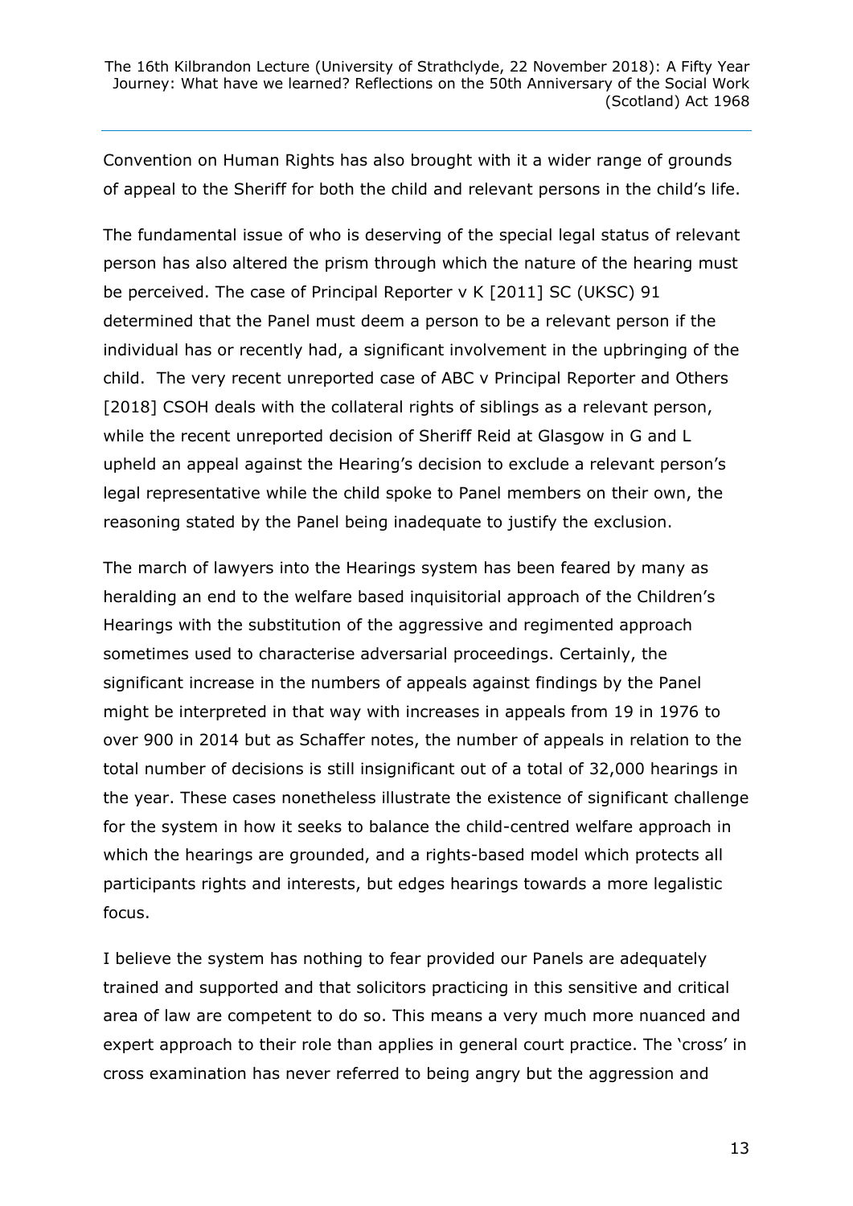Convention on Human Rights has also brought with it a wider range of grounds of appeal to the Sheriff for both the child and relevant persons in the child's life.

The fundamental issue of who is deserving of the special legal status of relevant person has also altered the prism through which the nature of the hearing must be perceived. The case of Principal Reporter v K [2011] SC (UKSC) 91 determined that the Panel must deem a person to be a relevant person if the individual has or recently had, a significant involvement in the upbringing of the child. The very recent unreported case of ABC v Principal Reporter and Others [2018] CSOH deals with the collateral rights of siblings as a relevant person, while the recent unreported decision of Sheriff Reid at Glasgow in G and L upheld an appeal against the Hearing's decision to exclude a relevant person's legal representative while the child spoke to Panel members on their own, the reasoning stated by the Panel being inadequate to justify the exclusion.

The march of lawyers into the Hearings system has been feared by many as heralding an end to the welfare based inquisitorial approach of the Children's Hearings with the substitution of the aggressive and regimented approach sometimes used to characterise adversarial proceedings. Certainly, the significant increase in the numbers of appeals against findings by the Panel might be interpreted in that way with increases in appeals from 19 in 1976 to over 900 in 2014 but as Schaffer notes, the number of appeals in relation to the total number of decisions is still insignificant out of a total of 32,000 hearings in the year. These cases nonetheless illustrate the existence of significant challenge for the system in how it seeks to balance the child-centred welfare approach in which the hearings are grounded, and a rights-based model which protects all participants rights and interests, but edges hearings towards a more legalistic focus.

I believe the system has nothing to fear provided our Panels are adequately trained and supported and that solicitors practicing in this sensitive and critical area of law are competent to do so. This means a very much more nuanced and expert approach to their role than applies in general court practice. The 'cross' in cross examination has never referred to being angry but the aggression and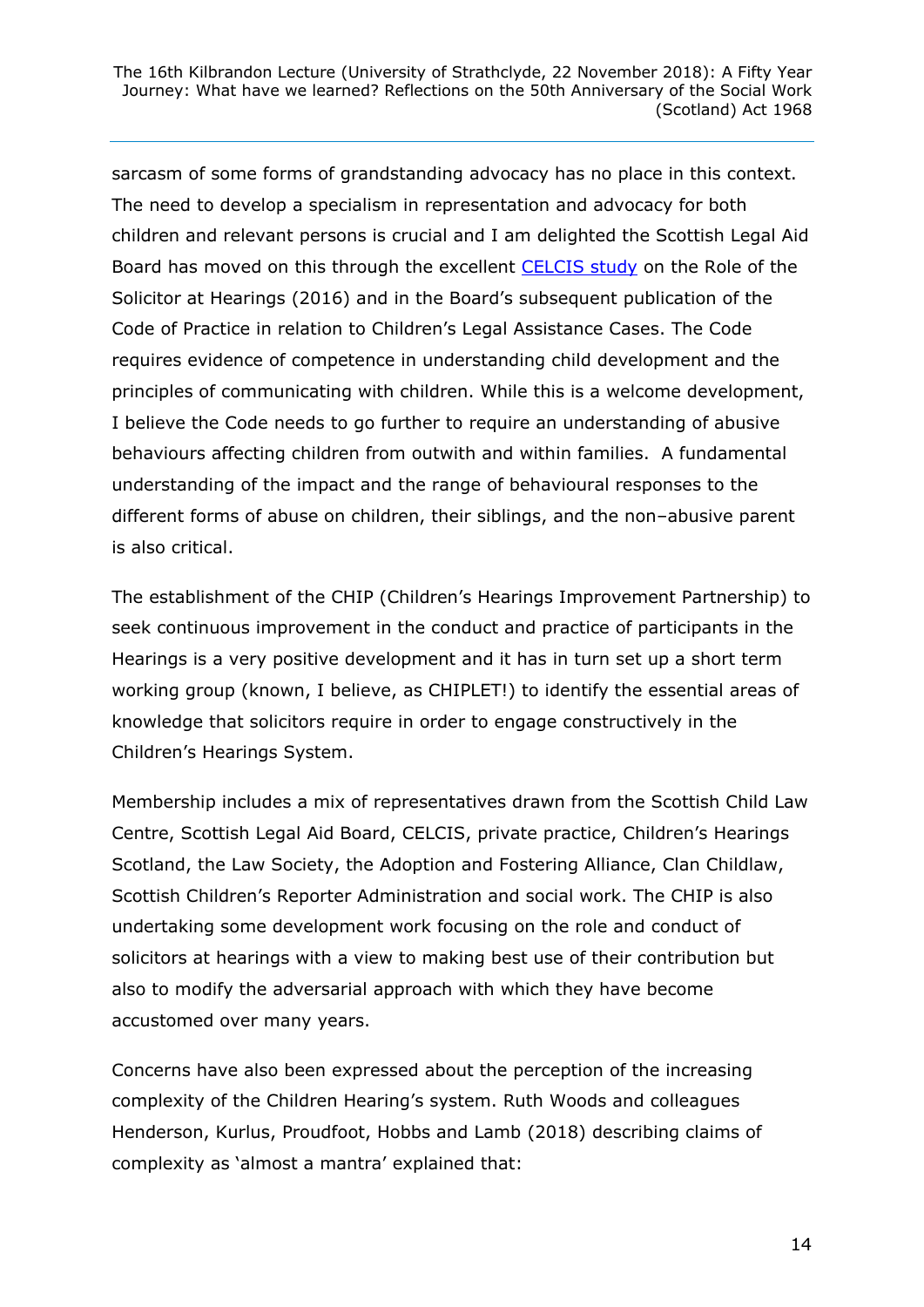sarcasm of some forms of grandstanding advocacy has no place in this context. The need to develop a specialism in representation and advocacy for both children and relevant persons is crucial and I am delighted the Scottish Legal Aid Board has moved on this through the excellent [CELCIS study](#) on the Role of the Solicitor at Hearings (2016) and in the Board's subsequent publication of the Code of Practice in relation to Children's Legal Assistance Cases. The Code requires evidence of competence in understanding child development and the principles of communicating with children. While this is a welcome development, I believe the Code needs to go further to require an understanding of abusive behaviours affecting children from outwith and within families. A fundamental understanding of the impact and the range of behavioural responses to the different forms of abuse on children, their siblings, and the non–abusive parent is also critical.

The establishment of the CHIP (Children's Hearings Improvement Partnership) to seek continuous improvement in the conduct and practice of participants in the Hearings is a very positive development and it has in turn set up a short term working group (known, I believe, as CHIPLET!) to identify the essential areas of knowledge that solicitors require in order to engage constructively in the Children's Hearings System.

Membership includes a mix of representatives drawn from the Scottish Child Law Centre, Scottish Legal Aid Board, CELCIS, private practice, Children's Hearings Scotland, the Law Society, the Adoption and Fostering Alliance, Clan Childlaw, Scottish Children's Reporter Administration and social work. The CHIP is also undertaking some development work focusing on the role and conduct of solicitors at hearings with a view to making best use of their contribution but also to modify the adversarial approach with which they have become accustomed over many years.

Concerns have also been expressed about the perception of the increasing complexity of the Children Hearing's system. Ruth Woods and colleagues Henderson, Kurlus, Proudfoot, Hobbs and Lamb (2018) describing claims of complexity as 'almost a mantra' explained that: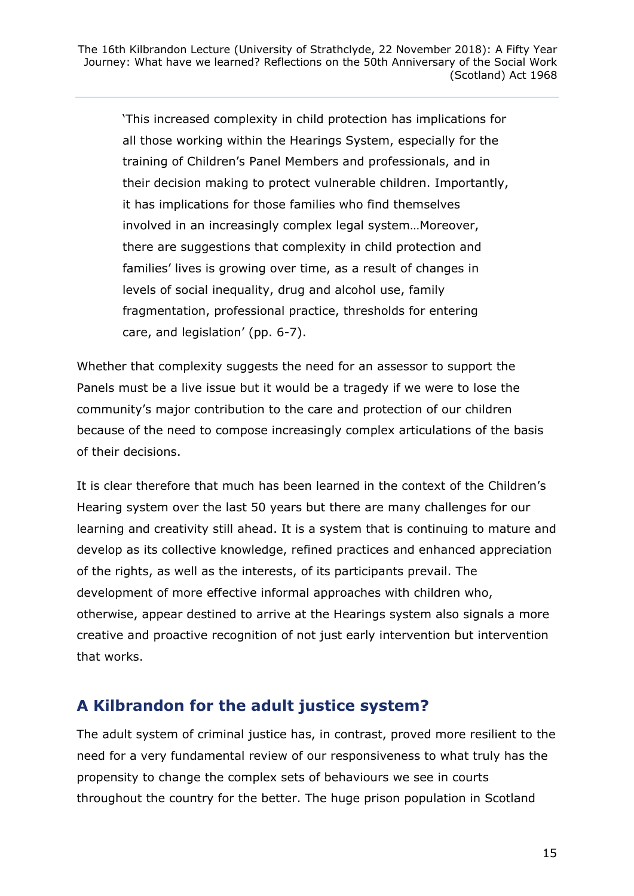> 'This increased complexity in child protection has implications for all those working within the Hearings System, especially for the training of Children's Panel Members and professionals, and in their decision making to protect vulnerable children. Importantly, it has implications for those families who find themselves involved in an increasingly complex legal system…Moreover, there are suggestions that complexity in child protection and families' lives is growing over time, as a result of changes in levels of social inequality, drug and alcohol use, family fragmentation, professional practice, thresholds for entering care, and legislation' (pp. 6-7).

Whether that complexity suggests the need for an assessor to support the Panels must be a live issue but it would be a tragedy if we were to lose the community's major contribution to the care and protection of our children because of the need to compose increasingly complex articulations of the basis of their decisions.

It is clear therefore that much has been learned in the context of the Children's Hearing system over the last 50 years but there are many challenges for our learning and creativity still ahead. It is a system that is continuing to mature and develop as its collective knowledge, refined practices and enhanced appreciation of the rights, as well as the interests, of its participants prevail. The development of more effective informal approaches with children who, otherwise, appear destined to arrive at the Hearings system also signals a more creative and proactive recognition of not just early intervention but intervention that works.

## A Kilbrandon for the adult justice system?

The adult system of criminal justice has, in contrast, proved more resilient to the need for a very fundamental review of our responsiveness to what truly has the propensity to change the complex sets of behaviours we see in courts throughout the country for the better. The huge prison population in Scotland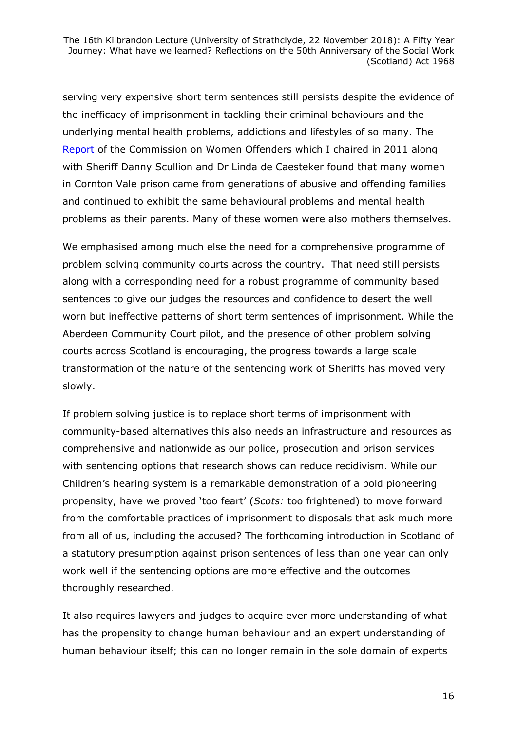serving very expensive short term sentences still persists despite the evidence of the inefficacy of imprisonment in tackling their criminal behaviours and the underlying mental health problems, addictions and lifestyles of so many. The [Report](#) of the Commission on Women Offenders which I chaired in 2011 along with Sheriff Danny Scullion and Dr Linda de Caesteker found that many women in Cornton Vale prison came from generations of abusive and offending families and continued to exhibit the same behavioural problems and mental health problems as their parents. Many of these women were also mothers themselves.

We emphasised among much else the need for a comprehensive programme of problem solving community courts across the country. That need still persists along with a corresponding need for a robust programme of community based sentences to give our judges the resources and confidence to desert the well worn but ineffective patterns of short term sentences of imprisonment. While the Aberdeen Community Court pilot, and the presence of other problem solving courts across Scotland is encouraging, the progress towards a large scale transformation of the nature of the sentencing work of Sheriffs has moved very slowly.

If problem solving justice is to replace short terms of imprisonment with community-based alternatives this also needs an infrastructure and resources as comprehensive and nationwide as our police, prosecution and prison services with sentencing options that research shows can reduce recidivism. While our Children's hearing system is a remarkable demonstration of a bold pioneering propensity, have we proved 'too feart' (*Scots:* too frightened) to move forward from the comfortable practices of imprisonment to disposals that ask much more from all of us, including the accused? The forthcoming introduction in Scotland of a statutory presumption against prison sentences of less than one year can only work well if the sentencing options are more effective and the outcomes thoroughly researched.

It also requires lawyers and judges to acquire ever more understanding of what has the propensity to change human behaviour and an expert understanding of human behaviour itself; this can no longer remain in the sole domain of experts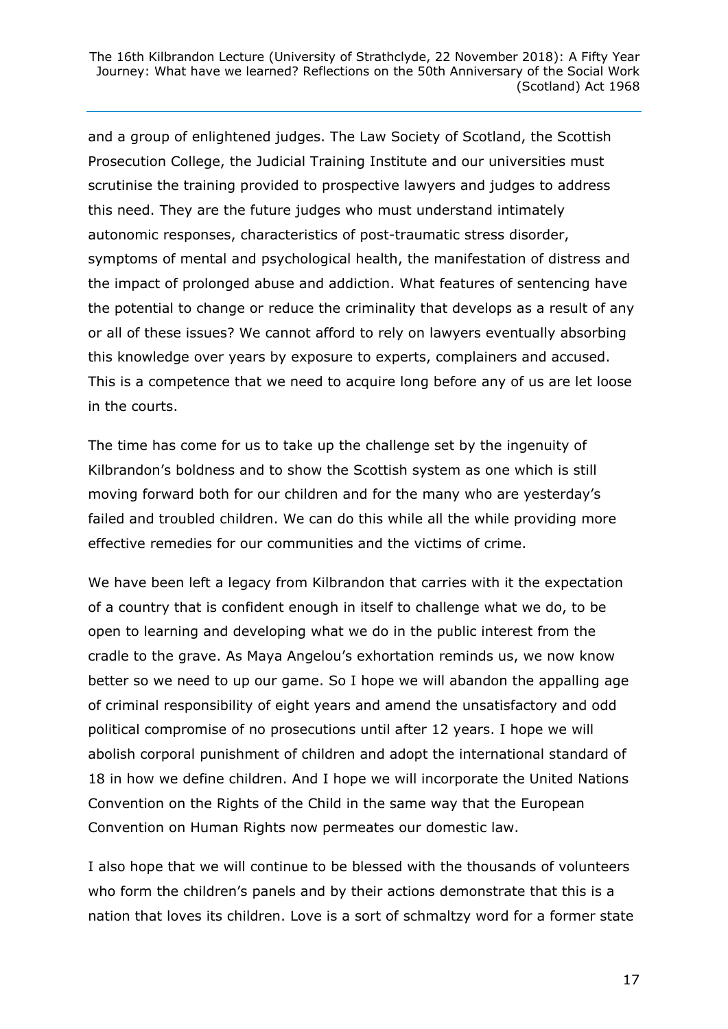and a group of enlightened judges. The Law Society of Scotland, the Scottish Prosecution College, the Judicial Training Institute and our universities must scrutinise the training provided to prospective lawyers and judges to address this need. They are the future judges who must understand intimately autonomic responses, characteristics of post-traumatic stress disorder, symptoms of mental and psychological health, the manifestation of distress and the impact of prolonged abuse and addiction. What features of sentencing have the potential to change or reduce the criminality that develops as a result of any or all of these issues? We cannot afford to rely on lawyers eventually absorbing this knowledge over years by exposure to experts, complainers and accused. This is a competence that we need to acquire long before any of us are let loose in the courts.

The time has come for us to take up the challenge set by the ingenuity of Kilbrandon's boldness and to show the Scottish system as one which is still moving forward both for our children and for the many who are yesterday's failed and troubled children. We can do this while all the while providing more effective remedies for our communities and the victims of crime.

We have been left a legacy from Kilbrandon that carries with it the expectation of a country that is confident enough in itself to challenge what we do, to be open to learning and developing what we do in the public interest from the cradle to the grave. As Maya Angelou's exhortation reminds us, we now know better so we need to up our game. So I hope we will abandon the appalling age of criminal responsibility of eight years and amend the unsatisfactory and odd political compromise of no prosecutions until after 12 years. I hope we will abolish corporal punishment of children and adopt the international standard of 18 in how we define children. And I hope we will incorporate the United Nations Convention on the Rights of the Child in the same way that the European Convention on Human Rights now permeates our domestic law.

I also hope that we will continue to be blessed with the thousands of volunteers who form the children's panels and by their actions demonstrate that this is a nation that loves its children. Love is a sort of schmaltzy word for a former state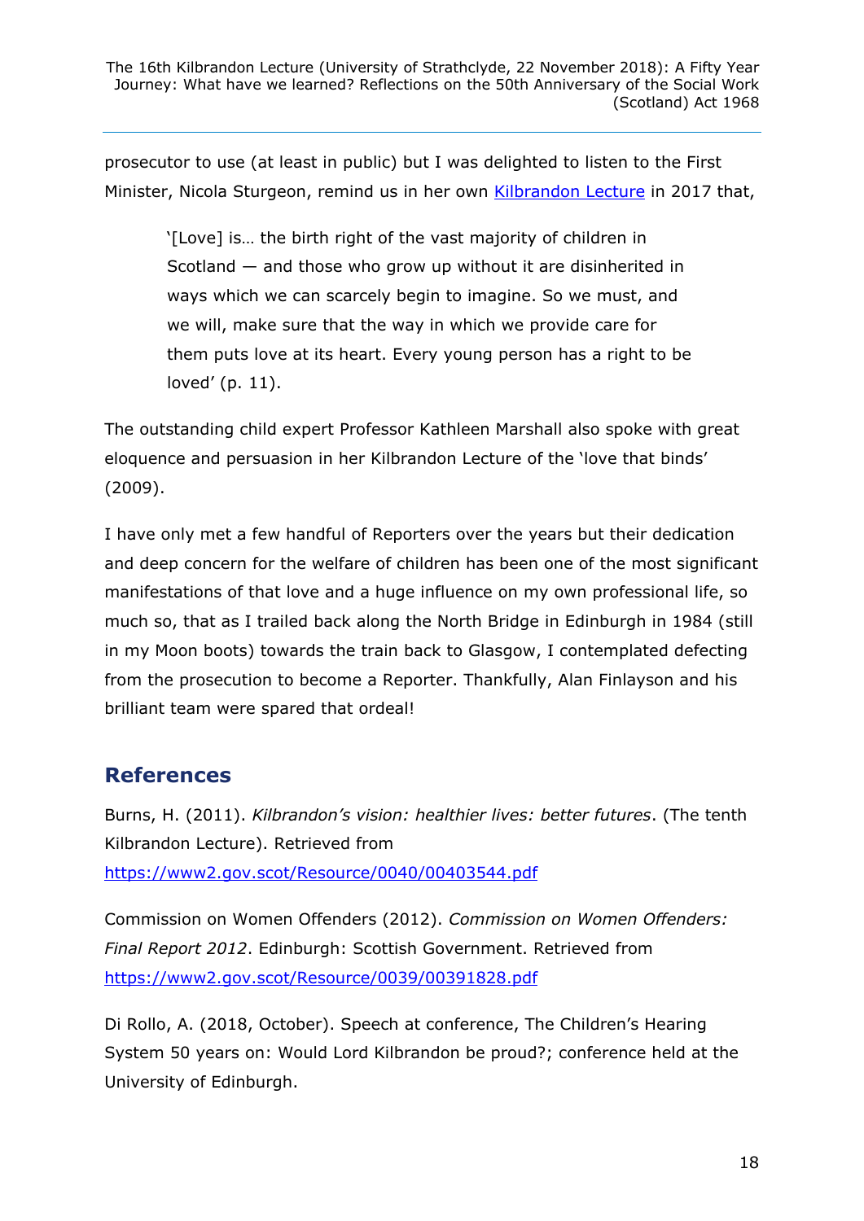prosecutor to use (at least in public) but I was delighted to listen to the First Minister, Nicola Sturgeon, remind us in her own [Kilbrandon Lecture](#) in 2017 that,

> '[Love] is… the birth right of the vast majority of children in Scotland — and those who grow up without it are disinherited in ways which we can scarcely begin to imagine. So we must, and we will, make sure that the way in which we provide care for them puts love at its heart. Every young person has a right to be loved' (p. 11).

The outstanding child expert Professor Kathleen Marshall also spoke with great eloquence and persuasion in her Kilbrandon Lecture of the 'love that binds' (2009).

I have only met a few handful of Reporters over the years but their dedication and deep concern for the welfare of children has been one of the most significant manifestations of that love and a huge influence on my own professional life, so much so, that as I trailed back along the North Bridge in Edinburgh in 1984 (still in my Moon boots) towards the train back to Glasgow, I contemplated defecting from the prosecution to become a Reporter. Thankfully, Alan Finlayson and his brilliant team were spared that ordeal!

## References

Burns, H. (2011). *Kilbrandon's vision: healthier lives: better futures*. (The tenth Kilbrandon Lecture). Retrieved from https://www2.gov.scot/Resource/0040/00403544.pdf

Commission on Women Offenders (2012). *Commission on Women Offenders: Final Report 2012*. Edinburgh: Scottish Government. Retrieved from https://www2.gov.scot/Resource/0039/00391828.pdf

Di Rollo, A. (2018, October). Speech at conference, The Children's Hearing System 50 years on: Would Lord Kilbrandon be proud?; conference held at the University of Edinburgh.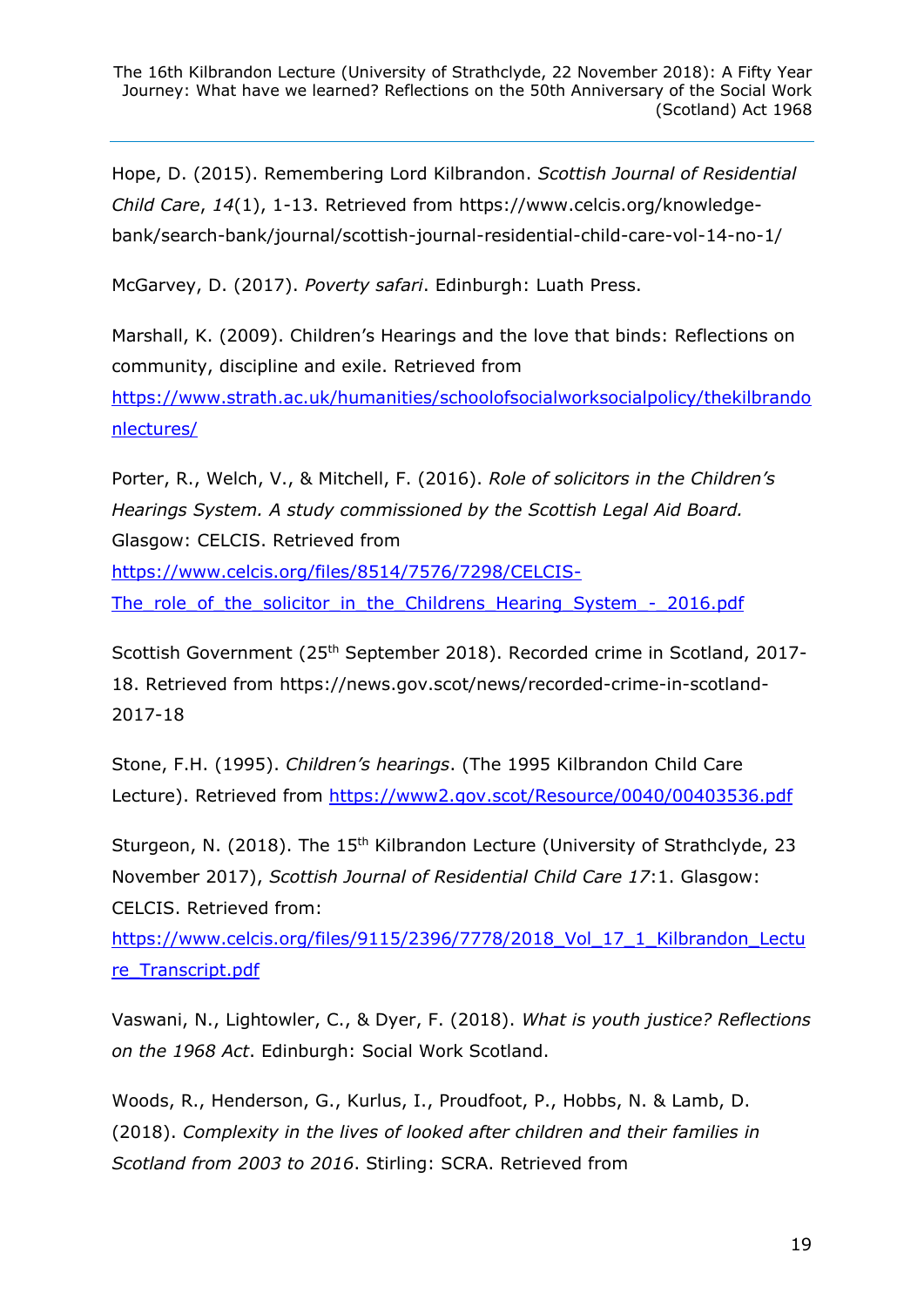Hope, D. (2015). Remembering Lord Kilbrandon. *Scottish Journal of Residential Child Care*, *14*(1), 1-13. Retrieved from https://www.celcis.org/knowledge-bank/search-bank/journal/scottish-journal-residential-child-care-vol-14-no-1/

McGarvey, D. (2017). *Poverty safari*. Edinburgh: Luath Press.

Marshall, K. (2009). Children's Hearings and the love that binds: Reflections on community, discipline and exile. Retrieved from https://www.strath.ac.uk/humanities/schoolofsocialworksocialpolicy/thekilbrandonlectures/

Porter, R., Welch, V., & Mitchell, F. (2016). *Role of solicitors in the Children's Hearings System. A study commissioned by the Scottish Legal Aid Board.* Glasgow: CELCIS. Retrieved from https://www.celcis.org/files/8514/7576/7298/CELCIS-The_role_of_the_solicitor_in_the_Childrens_Hearing_System_-_2016.pdf

Scottish Government (25th September 2018). Recorded crime in Scotland, 2017-18. Retrieved from https://news.gov.scot/news/recorded-crime-in-scotland-2017-18

Stone, F.H. (1995). *Children's hearings*. (The 1995 Kilbrandon Child Care Lecture). Retrieved from https://www2.gov.scot/Resource/0040/00403536.pdf

Sturgeon, N. (2018). The 15th Kilbrandon Lecture (University of Strathclyde, 23 November 2017), *Scottish Journal of Residential Child Care 17*:1. Glasgow: CELCIS. Retrieved from: https://www.celcis.org/files/9115/2396/7778/2018_Vol_17_1_Kilbrandon_Lecture_Transcript.pdf

Vaswani, N., Lightowler, C., & Dyer, F. (2018). *What is youth justice? Reflections on the 1968 Act*. Edinburgh: Social Work Scotland.

Woods, R., Henderson, G., Kurlus, I., Proudfoot, P., Hobbs, N. & Lamb, D. (2018). *Complexity in the lives of looked after children and their families in Scotland from 2003 to 2016*. Stirling: SCRA. Retrieved from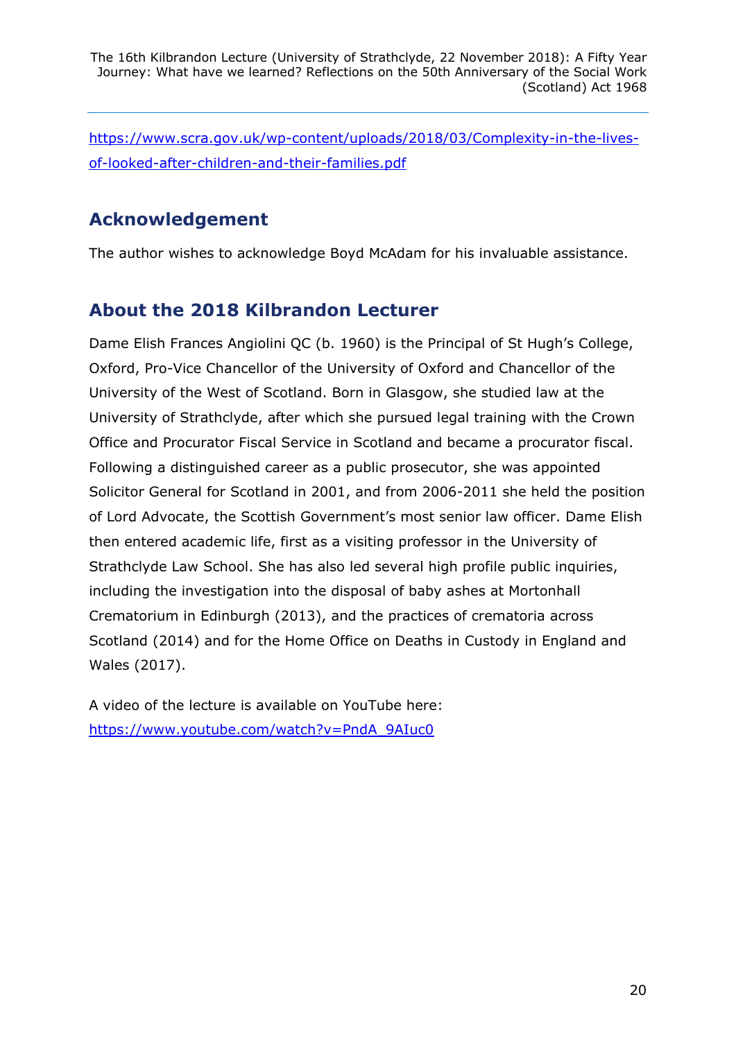https://www.scra.gov.uk/wp-content/uploads/2018/03/Complexity-in-the-lives-of-looked-after-children-and-their-families.pdf

## Acknowledgement

The author wishes to acknowledge Boyd McAdam for his invaluable assistance.

## About the 2018 Kilbrandon Lecturer

Dame Elish Frances Angiolini QC (b. 1960) is the Principal of St Hugh's College, Oxford, Pro-Vice Chancellor of the University of Oxford and Chancellor of the University of the West of Scotland. Born in Glasgow, she studied law at the University of Strathclyde, after which she pursued legal training with the Crown Office and Procurator Fiscal Service in Scotland and became a procurator fiscal. Following a distinguished career as a public prosecutor, she was appointed Solicitor General for Scotland in 2001, and from 2006-2011 she held the position of Lord Advocate, the Scottish Government's most senior law officer. Dame Elish then entered academic life, first as a visiting professor in the University of Strathclyde Law School. She has also led several high profile public inquiries, including the investigation into the disposal of baby ashes at Mortonhall Crematorium in Edinburgh (2013), and the practices of crematoria across Scotland (2014) and for the Home Office on Deaths in Custody in England and Wales (2017).

A video of the lecture is available on YouTube here:
https://www.youtube.com/watch?v=PndA_9AIuc0